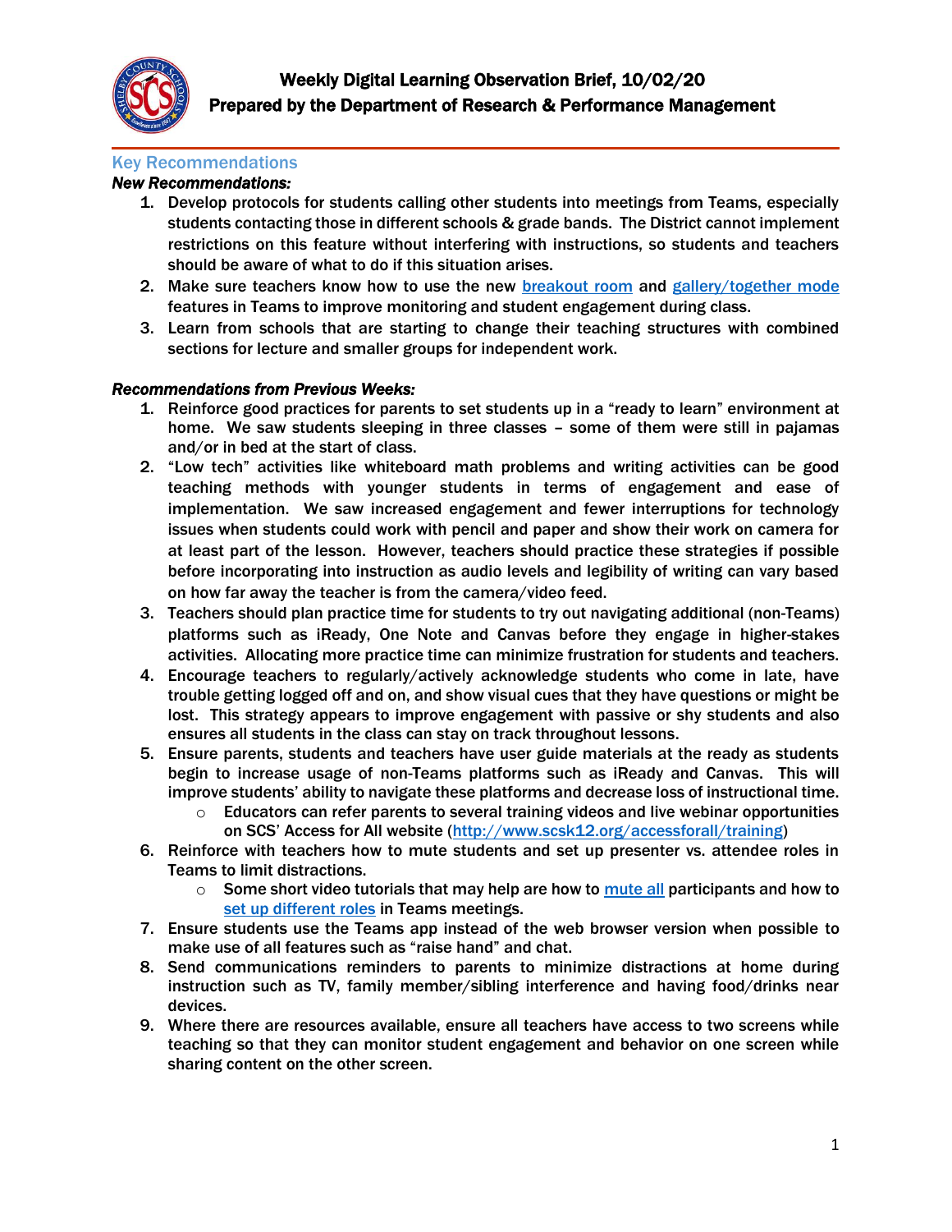# Weekly Digital Learning Observation Brief, 10/02/20
## Prepared by the Department of Research & Performance Management

### Key Recommendations

***New Recommendations:***

1. **Develop protocols for students calling other students into meetings from Teams, especially students contacting those in different schools & grade bands. The District cannot implement restrictions on this feature without interfering with instructions, so students and teachers should be aware of what to do if this situation arises.**
2. **Make sure teachers know how to use the new breakout room and gallery/together mode features in Teams to improve monitoring and student engagement during class.**
3. **Learn from schools that are starting to change their teaching structures with combined sections for lecture and smaller groups for independent work.**

***Recommendations from Previous Weeks:***

1. **Reinforce good practices for parents to set students up in a "ready to learn" environment at home. We saw students sleeping in three classes – some of them were still in pajamas and/or in bed at the start of class.**
2. **"Low tech" activities like whiteboard math problems and writing activities can be good teaching methods with younger students in terms of engagement and ease of implementation. We saw increased engagement and fewer interruptions for technology issues when students could work with pencil and paper and show their work on camera for at least part of the lesson. However, teachers should practice these strategies if possible before incorporating into instruction as audio levels and legibility of writing can vary based on how far away the teacher is from the camera/video feed.**
3. **Teachers should plan practice time for students to try out navigating additional (non-Teams) platforms such as iReady, One Note and Canvas before they engage in higher-stakes activities. Allocating more practice time can minimize frustration for students and teachers.**
4. **Encourage teachers to regularly/actively acknowledge students who come in late, have trouble getting logged off and on, and show visual cues that they have questions or might be lost. This strategy appears to improve engagement with passive or shy students and also ensures all students in the class can stay on track throughout lessons.**
5. **Ensure parents, students and teachers have user guide materials at the ready as students begin to increase usage of non-Teams platforms such as iReady and Canvas. This will improve students' ability to navigate these platforms and decrease loss of instructional time.**
   - **Educators can refer parents to several training videos and live webinar opportunities on SCS' Access for All website (http://www.scsk12.org/accessforall/training)**
6. **Reinforce with teachers how to mute students and set up presenter vs. attendee roles in Teams to limit distractions.**
   - **Some short video tutorials that may help are how to mute all participants and how to set up different roles in Teams meetings.**
7. **Ensure students use the Teams app instead of the web browser version when possible to make use of all features such as "raise hand" and chat.**
8. **Send communications reminders to parents to minimize distractions at home during instruction such as TV, family member/sibling interference and having food/drinks near devices.**
9. **Where there are resources available, ensure all teachers have access to two screens while teaching so that they can monitor student engagement and behavior on one screen while sharing content on the other screen.**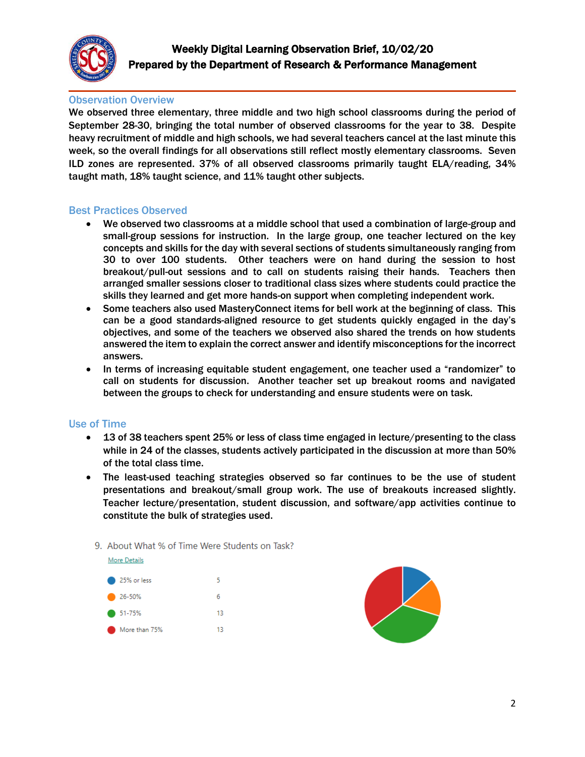# Weekly Digital Learning Observation Brief, 10/02/20
## Prepared by the Department of Research & Performance Management

### Observation Overview

We observed three elementary, three middle and two high school classrooms during the period of September 28-30, bringing the total number of observed classrooms for the year to 38. Despite heavy recruitment of middle and high schools, we had several teachers cancel at the last minute this week, so the overall findings for all observations still reflect mostly elementary classrooms. Seven ILD zones are represented. 37% of all observed classrooms primarily taught ELA/reading, 34% taught math, 18% taught science, and 11% taught other subjects.

### Best Practices Observed

- We observed two classrooms at a middle school that used a combination of large-group and small-group sessions for instruction. In the large group, one teacher lectured on the key concepts and skills for the day with several sections of students simultaneously ranging from 30 to over 100 students. Other teachers were on hand during the session to host breakout/pull-out sessions and to call on students raising their hands. Teachers then arranged smaller sessions closer to traditional class sizes where students could practice the skills they learned and get more hands-on support when completing independent work.
- Some teachers also used MasteryConnect items for bell work at the beginning of class. This can be a good standards-aligned resource to get students quickly engaged in the day's objectives, and some of the teachers we observed also shared the trends on how students answered the item to explain the correct answer and identify misconceptions for the incorrect answers.
- In terms of increasing equitable student engagement, one teacher used a "randomizer" to call on students for discussion. Another teacher set up breakout rooms and navigated between the groups to check for understanding and ensure students were on task.

### Use of Time

- 13 of 38 teachers spent 25% or less of class time engaged in lecture/presenting to the class while in 24 of the classes, students actively participated in the discussion at more than 50% of the total class time.
- The least-used teaching strategies observed so far continues to be the use of student presentations and breakout/small group work. The use of breakouts increased slightly. Teacher lecture/presentation, student discussion, and software/app activities continue to constitute the bulk of strategies used.

9. About What % of Time Were Students on Task?

More Details

| Response | Count |
|---|---|
| 25% or less | 5 |
| 26-50% | 6 |
| 51-75% | 13 |
| More than 75% | 13 |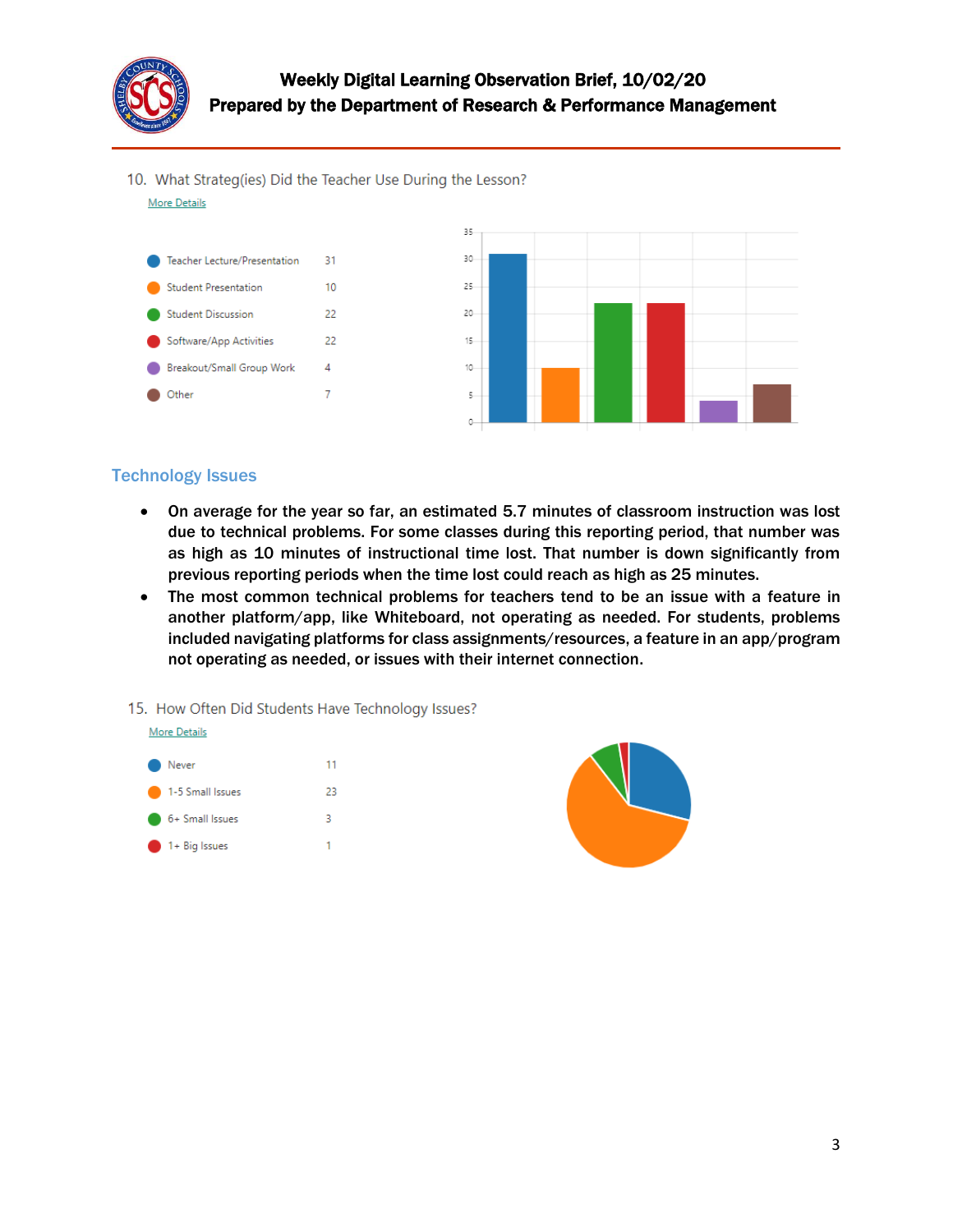10. What Strateg(ies) Did the Teacher Use During the Lesson?

More Details

| Strategy | Count |
| --- | --- |
| Teacher Lecture/Presentation | 31 |
| Student Presentation | 10 |
| Student Discussion | 22 |
| Software/App Activities | 22 |
| Breakout/Small Group Work | 4 |
| Other | 7 |

## Technology Issues

- **On average for the year so far, an estimated 5.7 minutes of classroom instruction was lost due to technical problems. For some classes during this reporting period, that number was as high as 10 minutes of instructional time lost. That number is down significantly from previous reporting periods when the time lost could reach as high as 25 minutes.**
- **The most common technical problems for teachers tend to be an issue with a feature in another platform/app, like Whiteboard, not operating as needed. For students, problems included navigating platforms for class assignments/resources, a feature in an app/program not operating as needed, or issues with their internet connection.**

15. How Often Did Students Have Technology Issues?

More Details

| Response | Count |
| --- | --- |
| Never | 11 |
| 1-5 Small Issues | 23 |
| 6+ Small Issues | 3 |
| 1+ Big Issues | 1 |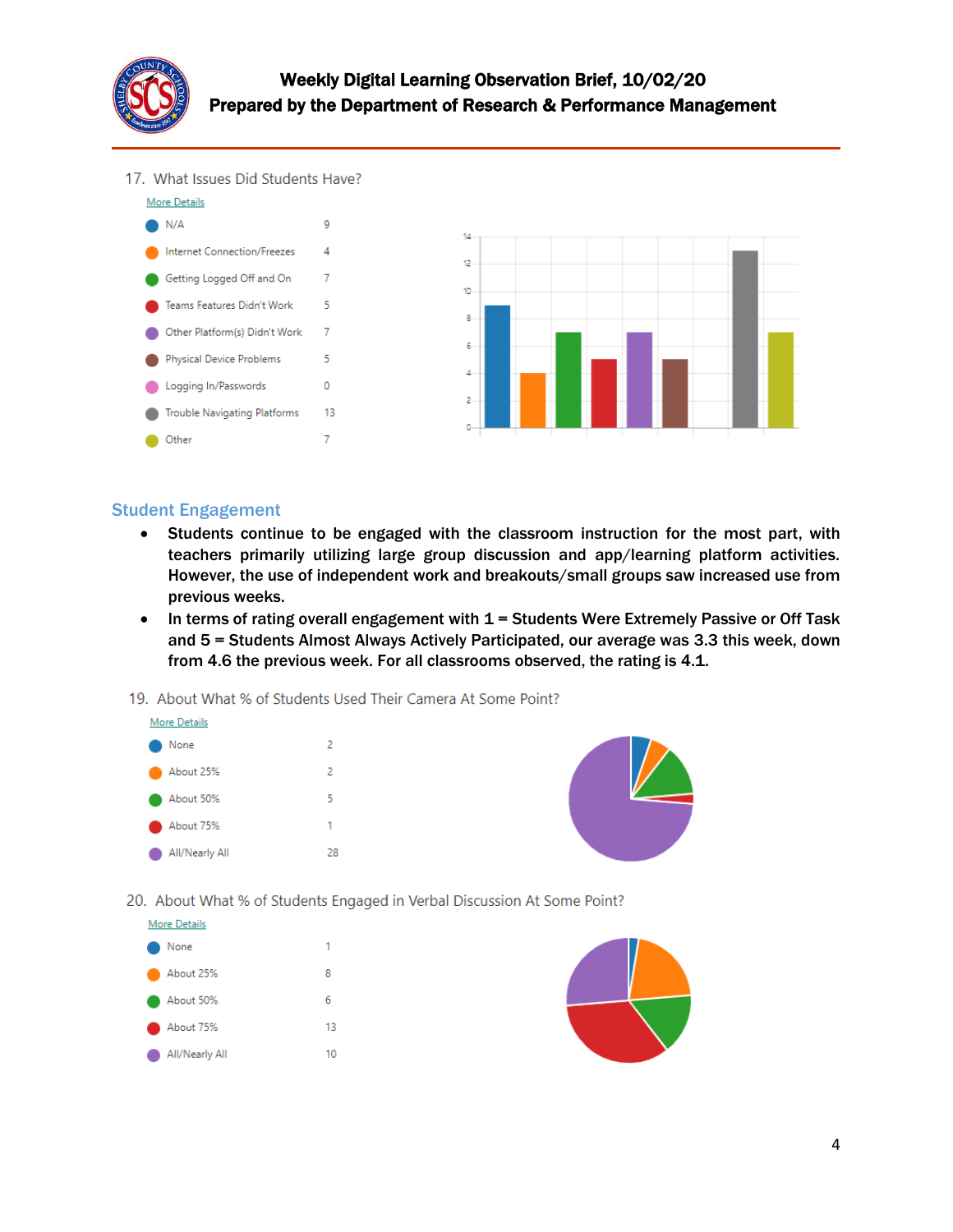17. What Issues Did Students Have?

More Details

| Response | Count |
|---|---|
| N/A | 9 |
| Internet Connection/Freezes | 4 |
| Getting Logged Off and On | 7 |
| Teams Features Didn't Work | 5 |
| Other Platform(s) Didn't Work | 7 |
| Physical Device Problems | 5 |
| Logging In/Passwords | 0 |
| Trouble Navigating Platforms | 13 |
| Other | 7 |

## Student Engagement

- **Students continue to be engaged with the classroom instruction for the most part, with teachers primarily utilizing large group discussion and app/learning platform activities. However, the use of independent work and breakouts/small groups saw increased use from previous weeks.**
- **In terms of rating overall engagement with 1 = Students Were Extremely Passive or Off Task and 5 = Students Almost Always Actively Participated, our average was 3.3 this week, down from 4.6 the previous week. For all classrooms observed, the rating is 4.1.**

19. About What % of Students Used Their Camera At Some Point?

More Details

| Response | Count |
|---|---|
| None | 2 |
| About 25% | 2 |
| About 50% | 5 |
| About 75% | 1 |
| All/Nearly All | 28 |

20. About What % of Students Engaged in Verbal Discussion At Some Point?

More Details

| Response | Count |
|---|---|
| None | 1 |
| About 25% | 8 |
| About 50% | 6 |
| About 75% | 13 |
| All/Nearly All | 10 |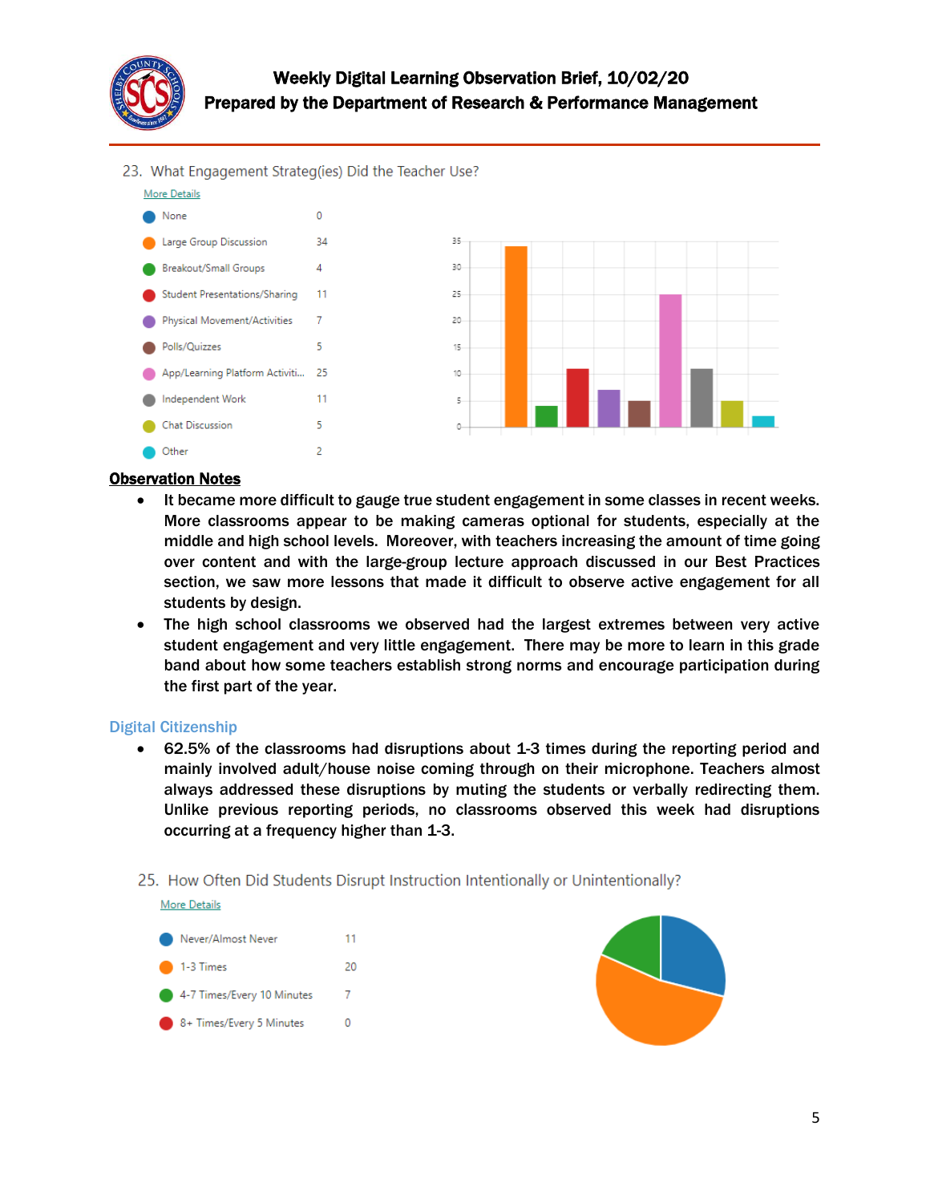23. What Engagement Strateg(ies) Did the Teacher Use?

More Details

| Strategy | Count |
| --- | --- |
| None | 0 |
| Large Group Discussion | 34 |
| Breakout/Small Groups | 4 |
| Student Presentations/Sharing | 11 |
| Physical Movement/Activities | 7 |
| Polls/Quizzes | 5 |
| App/Learning Platform Activiti... | 25 |
| Independent Work | 11 |
| Chat Discussion | 5 |
| Other | 2 |

**Observation Notes**

- It became more difficult to gauge true student engagement in some classes in recent weeks. More classrooms appear to be making cameras optional for students, especially at the middle and high school levels. Moreover, with teachers increasing the amount of time going over content and with the large-group lecture approach discussed in our Best Practices section, we saw more lessons that made it difficult to observe active engagement for all students by design.
- The high school classrooms we observed had the largest extremes between very active student engagement and very little engagement. There may be more to learn in this grade band about how some teachers establish strong norms and encourage participation during the first part of the year.

## Digital Citizenship

- 62.5% of the classrooms had disruptions about 1-3 times during the reporting period and mainly involved adult/house noise coming through on their microphone. Teachers almost always addressed these disruptions by muting the students or verbally redirecting them. Unlike previous reporting periods, no classrooms observed this week had disruptions occurring at a frequency higher than 1-3.

25. How Often Did Students Disrupt Instruction Intentionally or Unintentionally?

More Details

| Frequency | Count |
| --- | --- |
| Never/Almost Never | 11 |
| 1-3 Times | 20 |
| 4-7 Times/Every 10 Minutes | 7 |
| 8+ Times/Every 5 Minutes | 0 |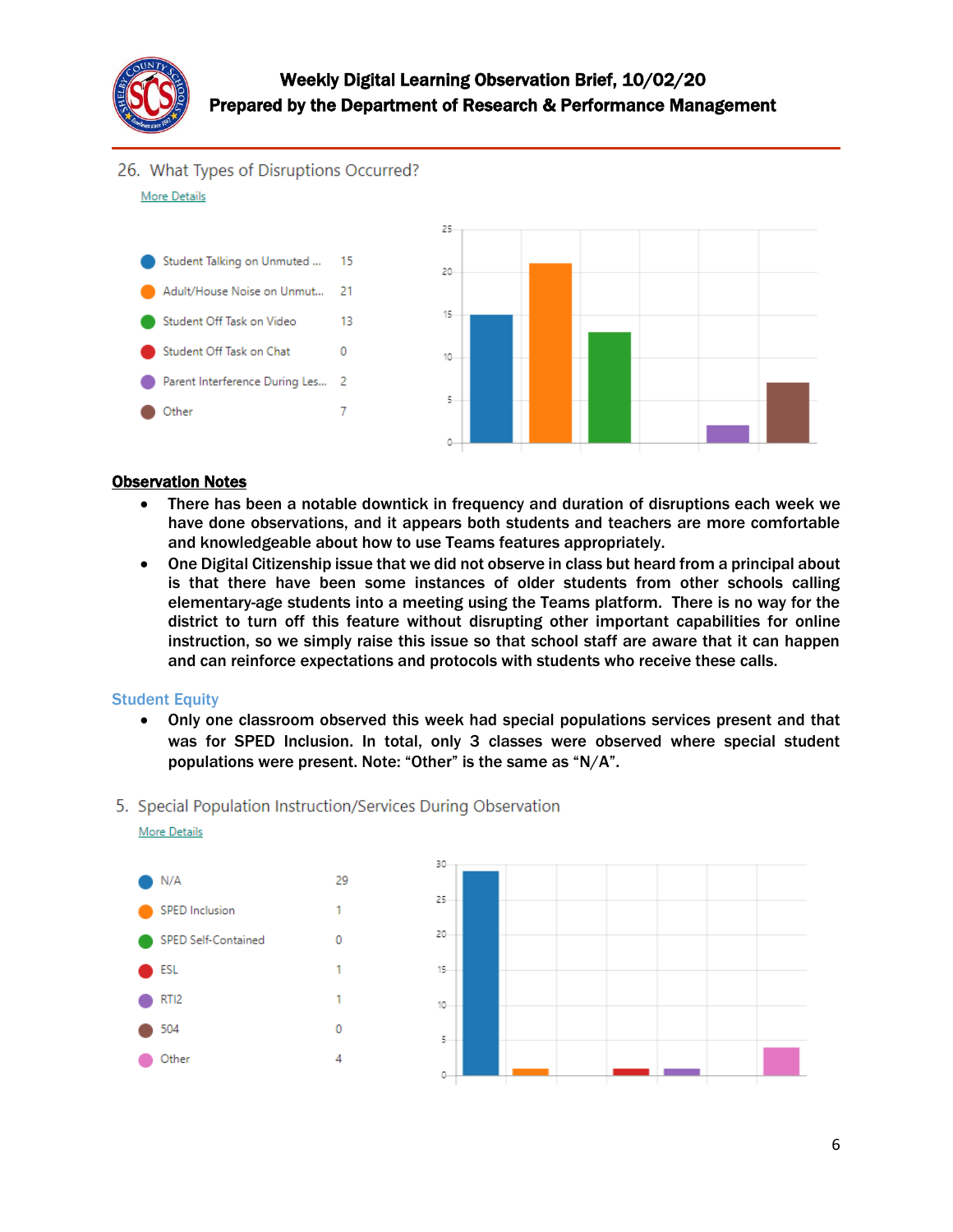26. What Types of Disruptions Occurred?

More Details

Student Talking on Unmuted ... 15

Adult/House Noise on Unmut... 21

Student Off Task on Video 13

Student Off Task on Chat 0

Parent Interference During Les... 2

Other 7

25
20
15
10
5
0

**Observation Notes**

- There has been a notable downtick in frequency and duration of disruptions each week we have done observations, and it appears both students and teachers are more comfortable and knowledgeable about how to use Teams features appropriately.
- One Digital Citizenship issue that we did not observe in class but heard from a principal about is that there have been some instances of older students from other schools calling elementary-age students into a meeting using the Teams platform. There is no way for the district to turn off this feature without disrupting other important capabilities for online instruction, so we simply raise this issue so that school staff are aware that it can happen and can reinforce expectations and protocols with students who receive these calls.

## Student Equity

- Only one classroom observed this week had special populations services present and that was for SPED Inclusion. In total, only 3 classes were observed where special student populations were present. Note: "Other" is the same as "N/A".

5. Special Population Instruction/Services During Observation

More Details

N/A 29

SPED Inclusion 1

SPED Self-Contained 0

ESL 1

RTI2 1

504 0

Other 4

30
25
20
15
10
5
0